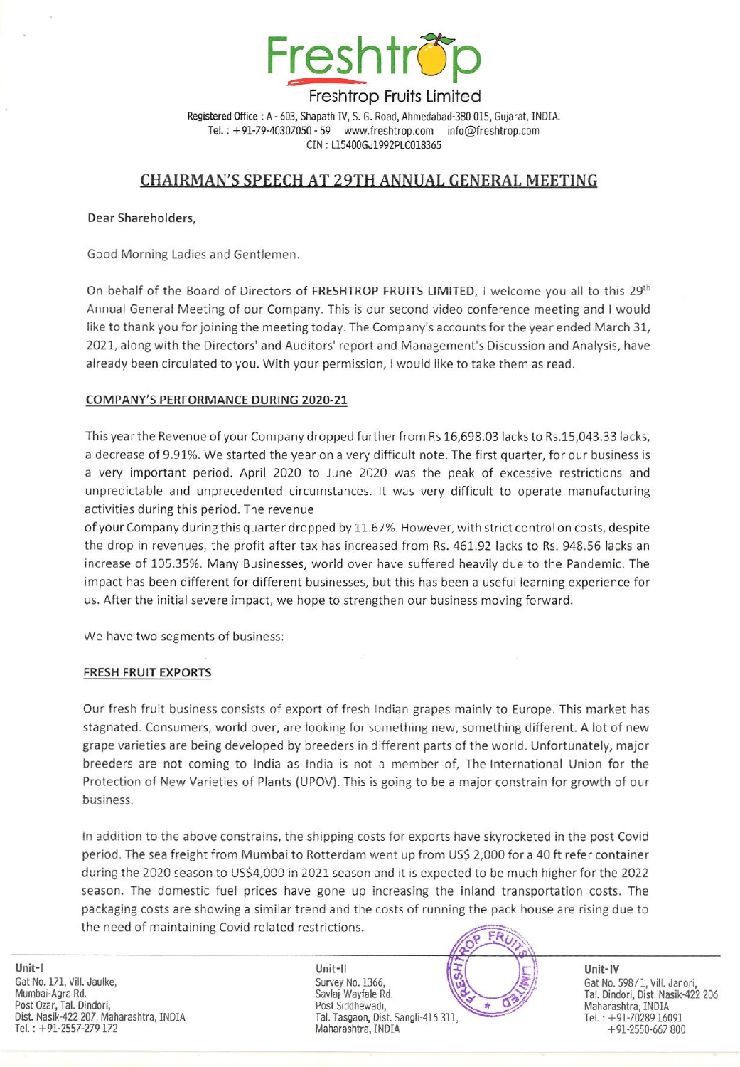# Freshtrop

## Freshtrop Fruits Limited

Registered Office : A - 603, Shapath IV, S. G. Road, Ahmedabad-380 015, Gujarat, INDIA.
Tel. : +91-79-40307050 - 59 www.freshtrop.com info@freshtrop.com
CIN : L15400GJ1992PLC018365

## CHAIRMAN'S SPEECH AT 29TH ANNUAL GENERAL MEETING

Dear Shareholders,

Good Morning Ladies and Gentlemen.

On behalf of the Board of Directors of **FRESHTROP FRUITS LIMITED**, I welcome you all to this 29th Annual General Meeting of our Company. This is our second video conference meeting and I would like to thank you for joining the meeting today. The Company's accounts for the year ended March 31, 2021, along with the Directors' and Auditors' report and Management's Discussion and Analysis, have already been circulated to you. With your permission, I would like to take them as read.

### COMPANY'S PERFORMANCE DURING 2020-21

This year the Revenue of your Company dropped further from Rs 16,698.03 lacks to Rs.15,043.33 lacks, a decrease of 9.91%. We started the year on a very difficult note. The first quarter, for our business is a very important period. April 2020 to June 2020 was the peak of excessive restrictions and unpredictable and unprecedented circumstances. It was very difficult to operate manufacturing activities during this period. The revenue of your Company during this quarter dropped by 11.67%. However, with strict control on costs, despite the drop in revenues, the profit after tax has increased from Rs. 461.92 lacks to Rs. 948.56 lacks an increase of 105.35%. Many Businesses, world over have suffered heavily due to the Pandemic. The impact has been different for different businesses, but this has been a useful learning experience for us. After the initial severe impact, we hope to strengthen our business moving forward.

We have two segments of business:

### FRESH FRUIT EXPORTS

Our fresh fruit business consists of export of fresh Indian grapes mainly to Europe. This market has stagnated. Consumers, world over, are looking for something new, something different. A lot of new grape varieties are being developed by breeders in different parts of the world. Unfortunately, major breeders are not coming to India as India is not a member of, The International Union for the Protection of New Varieties of Plants (UPOV). This is going to be a major constrain for growth of our business.

In addition to the above constrains, the shipping costs for exports have skyrocketed in the post Covid period. The sea freight from Mumbai to Rotterdam went up from US$ 2,000 for a 40 ft refer container during the 2020 season to US$4,000 in 2021 season and it is expected to be much higher for the 2022 season. The domestic fuel prices have gone up increasing the inland transportation costs. The packaging costs are showing a similar trend and the costs of running the pack house are rising due to the need of maintaining Covid related restrictions.

**Unit-I**
Gat No. 171, Vill. Jaulke,
Mumbai-Agra Rd.
Post Ozar, Tal. Dindori,
Dist. Nasik-422 207, Maharashtra, INDIA
Tel. : +91-2557-279 172

**Unit-II**
Survey No. 1366,
Savlaj-Wayfale Rd.
Post Siddhewadi,
Tal. Tasgaon, Dist. Sangli-416 311,
Maharashtra, INDIA

**Unit-IV**
Gat No. 598/1, Vill. Janori,
Tal. Dindori, Dist. Nasik-422 206
Maharashtra, INDIA
Tel. : +91-70289 16091
+91-2550-667 800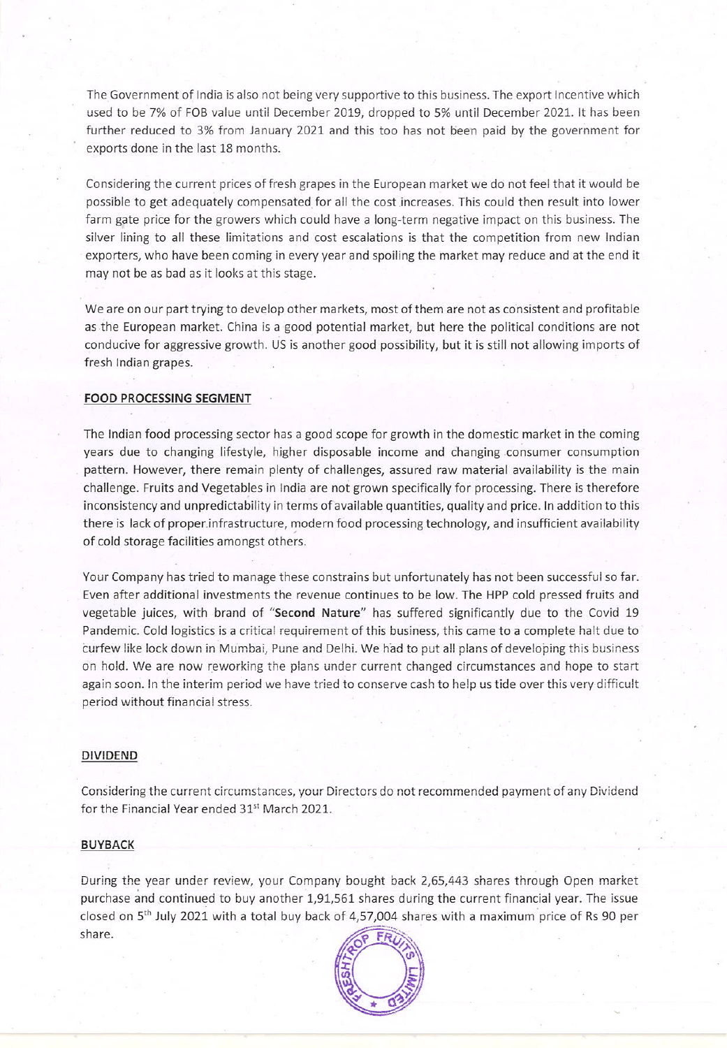The Government of India is also not being very supportive to this business. The export Incentive which used to be 7% of FOB value until December 2019, dropped to 5% until December 2021. It has been further reduced to 3% from January 2021 and this too has not been paid by the government for exports done in the last 18 months.

Considering the current prices of fresh grapes in the European market we do not feel that it would be possible to get adequately compensated for all the cost increases. This could then result into lower farm gate price for the growers which could have a long-term negative impact on this business. The silver lining to all these limitations and cost escalations is that the competition from new Indian exporters, who have been coming in every year and spoiling the market may reduce and at the end it may not be as bad as it looks at this stage.

We are on our part trying to develop other markets, most of them are not as consistent and profitable as the European market. China is a good potential market, but here the political conditions are not conducive for aggressive growth. US is another good possibility, but it is still not allowing imports of fresh Indian grapes.

## FOOD PROCESSING SEGMENT

The Indian food processing sector has a good scope for growth in the domestic market in the coming years due to changing lifestyle, higher disposable income and changing consumer consumption pattern. However, there remain plenty of challenges, assured raw material availability is the main challenge. Fruits and Vegetables in India are not grown specifically for processing. There is therefore inconsistency and unpredictability in terms of available quantities, quality and price. In addition to this there is lack of proper infrastructure, modern food processing technology, and insufficient availability of cold storage facilities amongst others.

Your Company has tried to manage these constrains but unfortunately has not been successful so far. Even after additional investments the revenue continues to be low. The HPP cold pressed fruits and vegetable juices, with brand of "**Second Nature**" has suffered significantly due to the Covid 19 Pandemic. Cold logistics is a critical requirement of this business, this came to a complete halt due to curfew like lock down in Mumbai, Pune and Delhi. We had to put all plans of developing this business on hold. We are now reworking the plans under current changed circumstances and hope to start again soon. In the interim period we have tried to conserve cash to help us tide over this very difficult period without financial stress.

## DIVIDEND

Considering the current circumstances, your Directors do not recommended payment of any Dividend for the Financial Year ended 31st March 2021.

## BUYBACK

During the year under review, your Company bought back 2,65,443 shares through Open market purchase and continued to buy another 1,91,561 shares during the current financial year. The issue closed on 5th July 2021 with a total buy back of 4,57,004 shares with a maximum price of Rs 90 per share.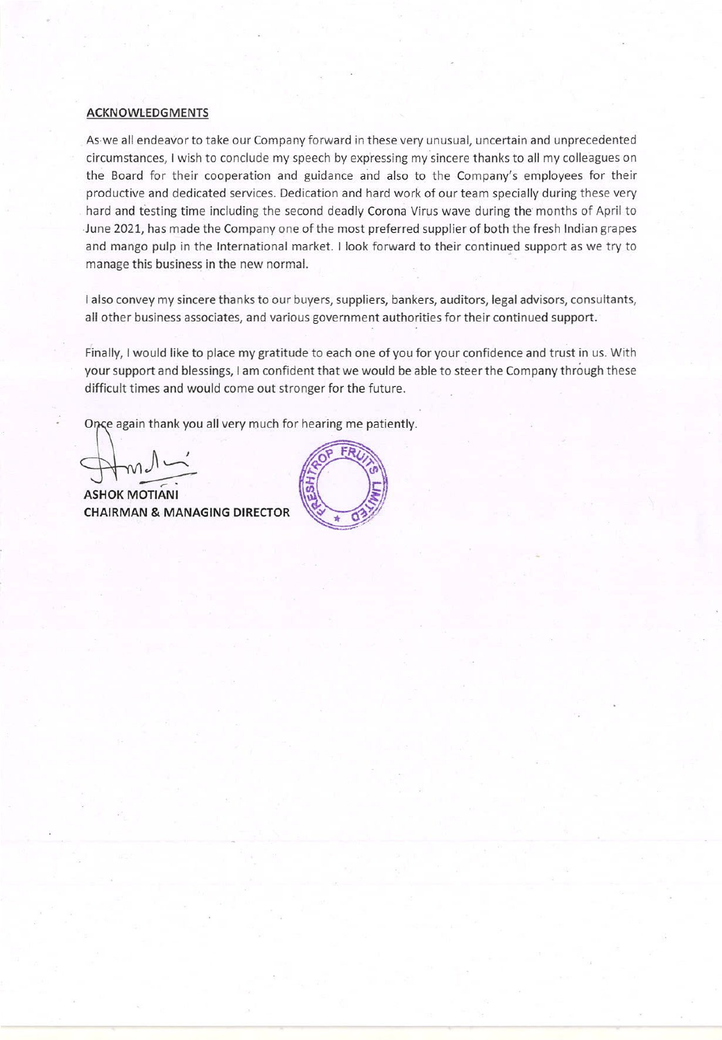**ACKNOWLEDGMENTS**

As we all endeavor to take our Company forward in these very unusual, uncertain and unprecedented circumstances, I wish to conclude my speech by expressing my sincere thanks to all my colleagues on the Board for their cooperation and guidance and also to the Company's employees for their productive and dedicated services. Dedication and hard work of our team specially during these very hard and testing time including the second deadly Corona Virus wave during the months of April to June 2021, has made the Company one of the most preferred supplier of both the fresh Indian grapes and mango pulp in the International market. I look forward to their continued support as we try to manage this business in the new normal.

I also convey my sincere thanks to our buyers, suppliers, bankers, auditors, legal advisors, consultants, all other business associates, and various government authorities for their continued support.

Finally, I would like to place my gratitude to each one of you for your confidence and trust in us. With your support and blessings, I am confident that we would be able to steer the Company through these difficult times and would come out stronger for the future.

Once again thank you all very much for hearing me patiently.

**ASHOK MOTIANI**
**CHAIRMAN & MANAGING DIRECTOR**

FRESHTROP FRUITS LIMITED